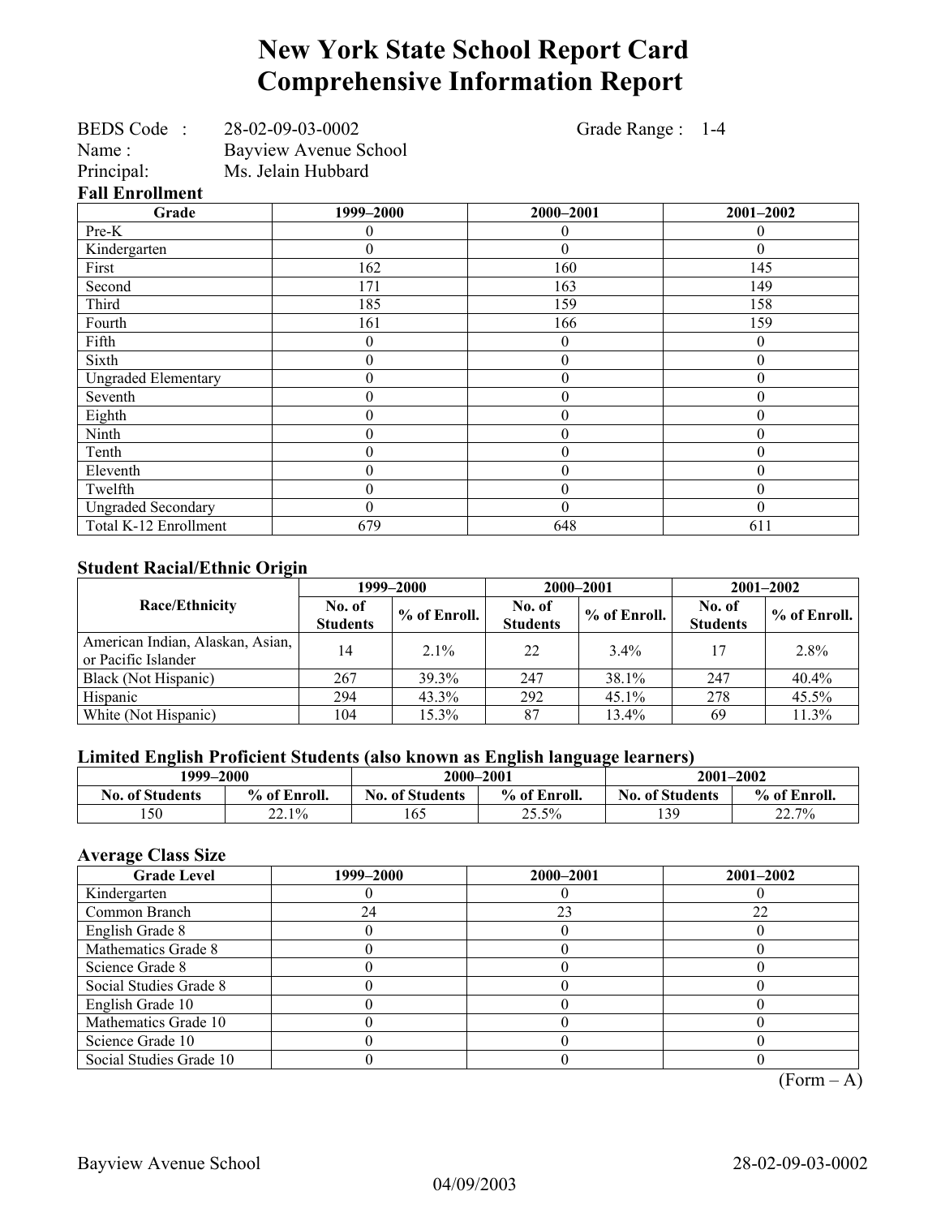# New York State School Report Card
# Comprehensive Information Report

BEDS Code : 28-02-09-03-0002 Grade Range : 1-4
Name : Bayview Avenue School
Principal: Ms. Jelain Hubbard

### Fall Enrollment

| Grade | 1999–2000 | 2000–2001 | 2001–2002 |
|---|---|---|---|
| Pre-K | 0 | 0 | 0 |
| Kindergarten | 0 | 0 | 0 |
| First | 162 | 160 | 145 |
| Second | 171 | 163 | 149 |
| Third | 185 | 159 | 158 |
| Fourth | 161 | 166 | 159 |
| Fifth | 0 | 0 | 0 |
| Sixth | 0 | 0 | 0 |
| Ungraded Elementary | 0 | 0 | 0 |
| Seventh | 0 | 0 | 0 |
| Eighth | 0 | 0 | 0 |
| Ninth | 0 | 0 | 0 |
| Tenth | 0 | 0 | 0 |
| Eleventh | 0 | 0 | 0 |
| Twelfth | 0 | 0 | 0 |
| Ungraded Secondary | 0 | 0 | 0 |
| Total K-12 Enrollment | 679 | 648 | 611 |

### Student Racial/Ethnic Origin

| Race/Ethnicity | 1999–2000 | | 2000–2001 | | 2001–2002 | |
|---|---|---|---|---|---|---|
| | No. of Students | % of Enroll. | No. of Students | % of Enroll. | No. of Students | % of Enroll. |
| American Indian, Alaskan, Asian, or Pacific Islander | 14 | 2.1% | 22 | 3.4% | 17 | 2.8% |
| Black (Not Hispanic) | 267 | 39.3% | 247 | 38.1% | 247 | 40.4% |
| Hispanic | 294 | 43.3% | 292 | 45.1% | 278 | 45.5% |
| White (Not Hispanic) | 104 | 15.3% | 87 | 13.4% | 69 | 11.3% |

### Limited English Proficient Students (also known as English language learners)

| 1999–2000 | | 2000–2001 | | 2001–2002 | |
|---|---|---|---|---|---|
| No. of Students | % of Enroll. | No. of Students | % of Enroll. | No. of Students | % of Enroll. |
| 150 | 22.1% | 165 | 25.5% | 139 | 22.7% |

### Average Class Size

| Grade Level | 1999–2000 | 2000–2001 | 2001–2002 |
|---|---|---|---|
| Kindergarten | 0 | 0 | 0 |
| Common Branch | 24 | 23 | 22 |
| English Grade 8 | 0 | 0 | 0 |
| Mathematics Grade 8 | 0 | 0 | 0 |
| Science Grade 8 | 0 | 0 | 0 |
| Social Studies Grade 8 | 0 | 0 | 0 |
| English Grade 10 | 0 | 0 | 0 |
| Mathematics Grade 10 | 0 | 0 | 0 |
| Science Grade 10 | 0 | 0 | 0 |
| Social Studies Grade 10 | 0 | 0 | 0 |

(Form – A)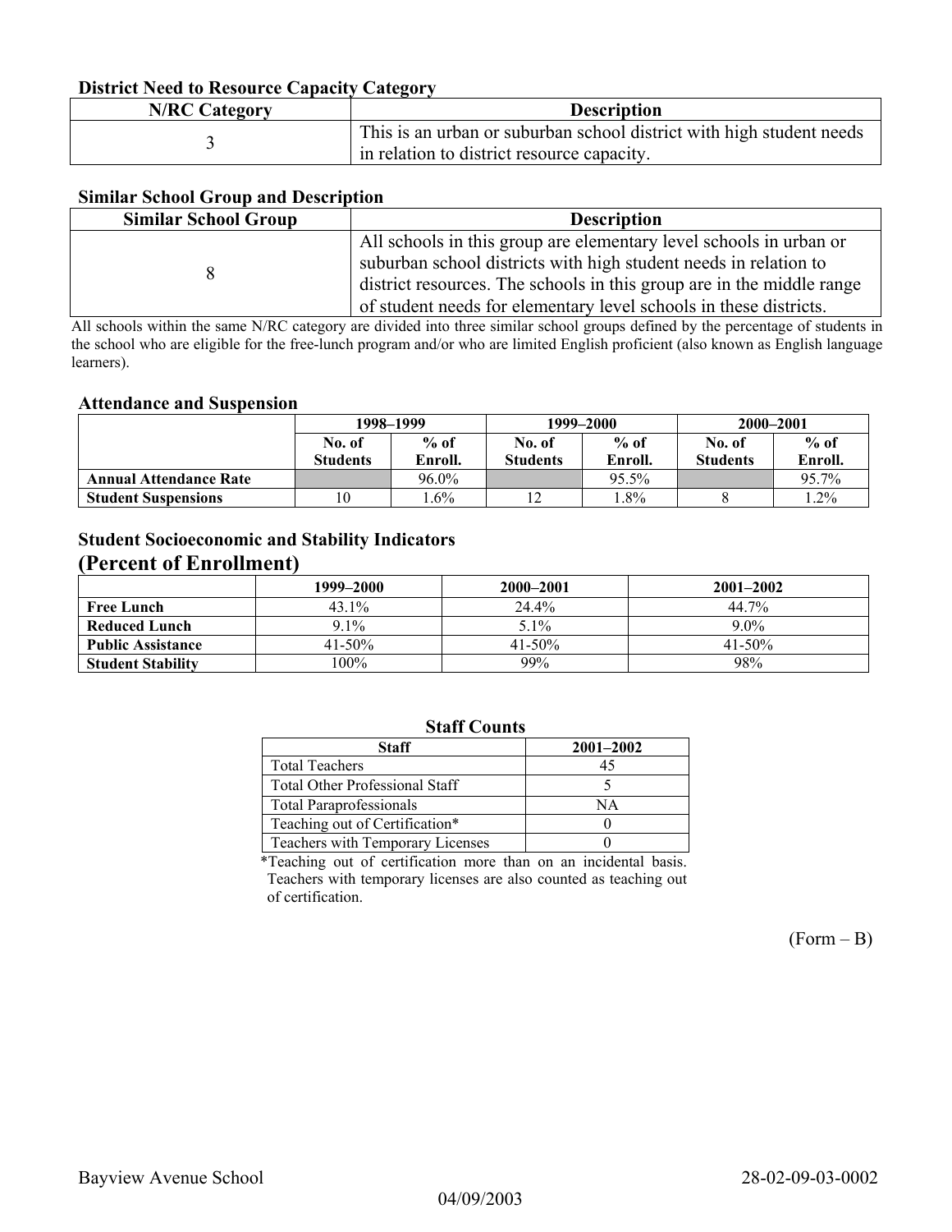### District Need to Resource Capacity Category

| N/RC Category | Description |
|---|---|
| 3 | This is an urban or suburban school district with high student needs in relation to district resource capacity. |

### Similar School Group and Description

| Similar School Group | Description |
|---|---|
| 8 | All schools in this group are elementary level schools in urban or suburban school districts with high student needs in relation to district resources. The schools in this group are in the middle range of student needs for elementary level schools in these districts. |

All schools within the same N/RC category are divided into three similar school groups defined by the percentage of students in the school who are eligible for the free-lunch program and/or who are limited English proficient (also known as English language learners).

### Attendance and Suspension

| | 1998–1999 | | 1999–2000 | | 2000–2001 | |
|---|---|---|---|---|---|---|
| | No. of Students | % of Enroll. | No. of Students | % of Enroll. | No. of Students | % of Enroll. |
| **Annual Attendance Rate** | | 96.0% | | 95.5% | | 95.7% |
| **Student Suspensions** | 10 | 1.6% | 12 | 1.8% | 8 | 1.2% |

### Student Socioeconomic and Stability Indicators
## (Percent of Enrollment)

| | 1999–2000 | 2000–2001 | 2001–2002 |
|---|---|---|---|
| **Free Lunch** | 43.1% | 24.4% | 44.7% |
| **Reduced Lunch** | 9.1% | 5.1% | 9.0% |
| **Public Assistance** | 41-50% | 41-50% | 41-50% |
| **Student Stability** | 100% | 99% | 98% |

### Staff Counts

| Staff | 2001–2002 |
|---|---|
| Total Teachers | 45 |
| Total Other Professional Staff | 5 |
| Total Paraprofessionals | NA |
| Teaching out of Certification* | 0 |
| Teachers with Temporary Licenses | 0 |

*Teaching out of certification more than on an incidental basis. Teachers with temporary licenses are also counted as teaching out of certification.

(Form – B)

Bayview Avenue School 28-02-09-03-0002

04/09/2003